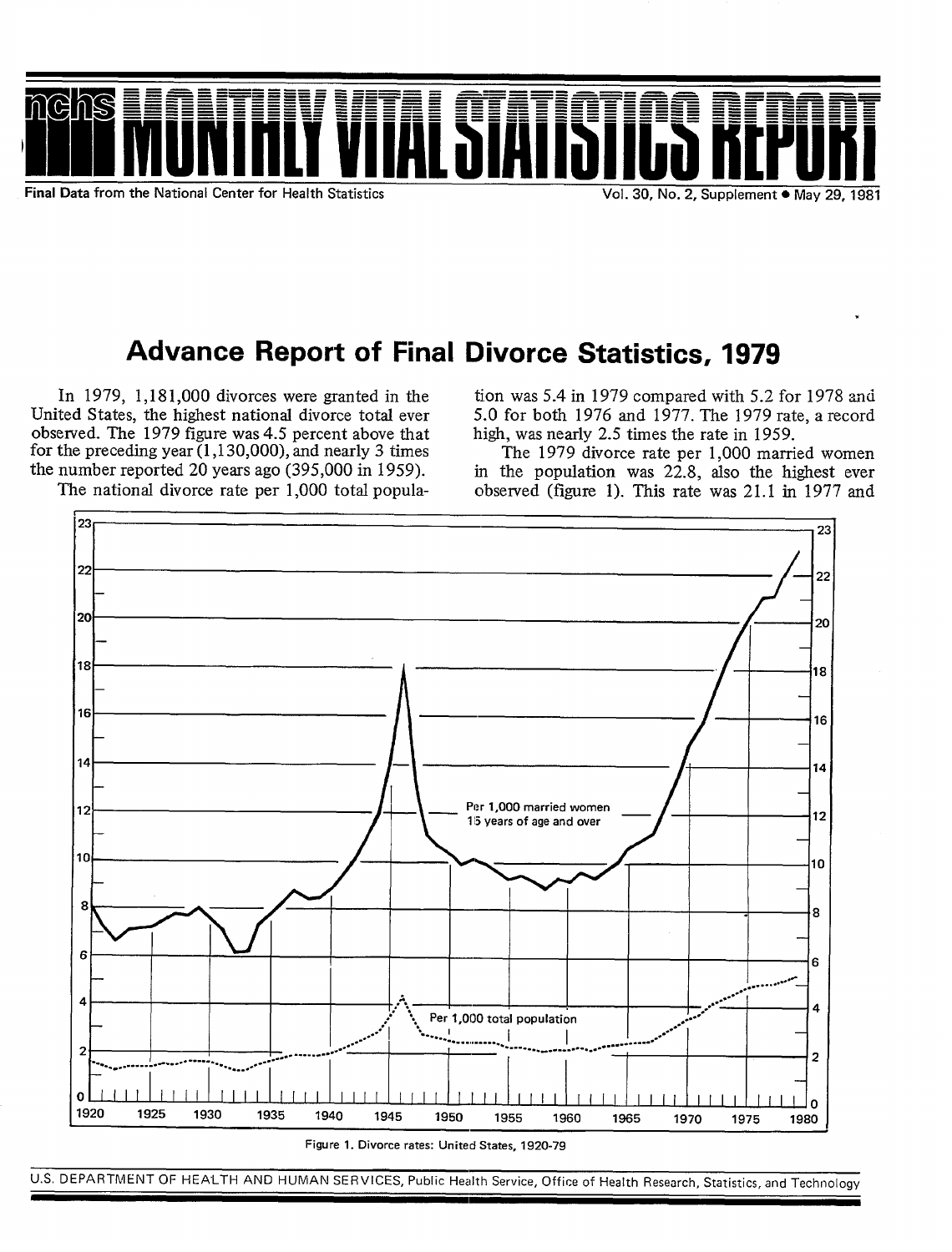# MONTHLY VITAL STATISTICS REPORT

**Final Data** from the National Center for Health Statistics

Vol. 30, No. 2, Supplement • May 29, 1981

# Advance Report of Final Divorce Statistics, 1979

In 1979, 1,181,000 divorces were granted in the United States, the highest national divorce total ever observed. The 1979 figure was 4.5 percent above that for the preceding year (1,130,000), and nearly 3 times the number reported 20 years ago (395,000 in 1959).

The national divorce rate per 1,000 total population was 5.4 in 1979 compared with 5.2 for 1978 and 5.0 for both 1976 and 1977. The 1979 rate, a record high, was nearly 2.5 times the rate in 1959.

The 1979 divorce rate per 1,000 married women in the population was 22.8, also the highest ever observed (figure 1). This rate was 21.1 in 1977 and

Figure 1. Divorce rates: United States, 1920-79

U.S. DEPARTMENT OF HEALTH AND HUMAN SERVICES, Public Health Service, Office of Health Research, Statistics, and Technology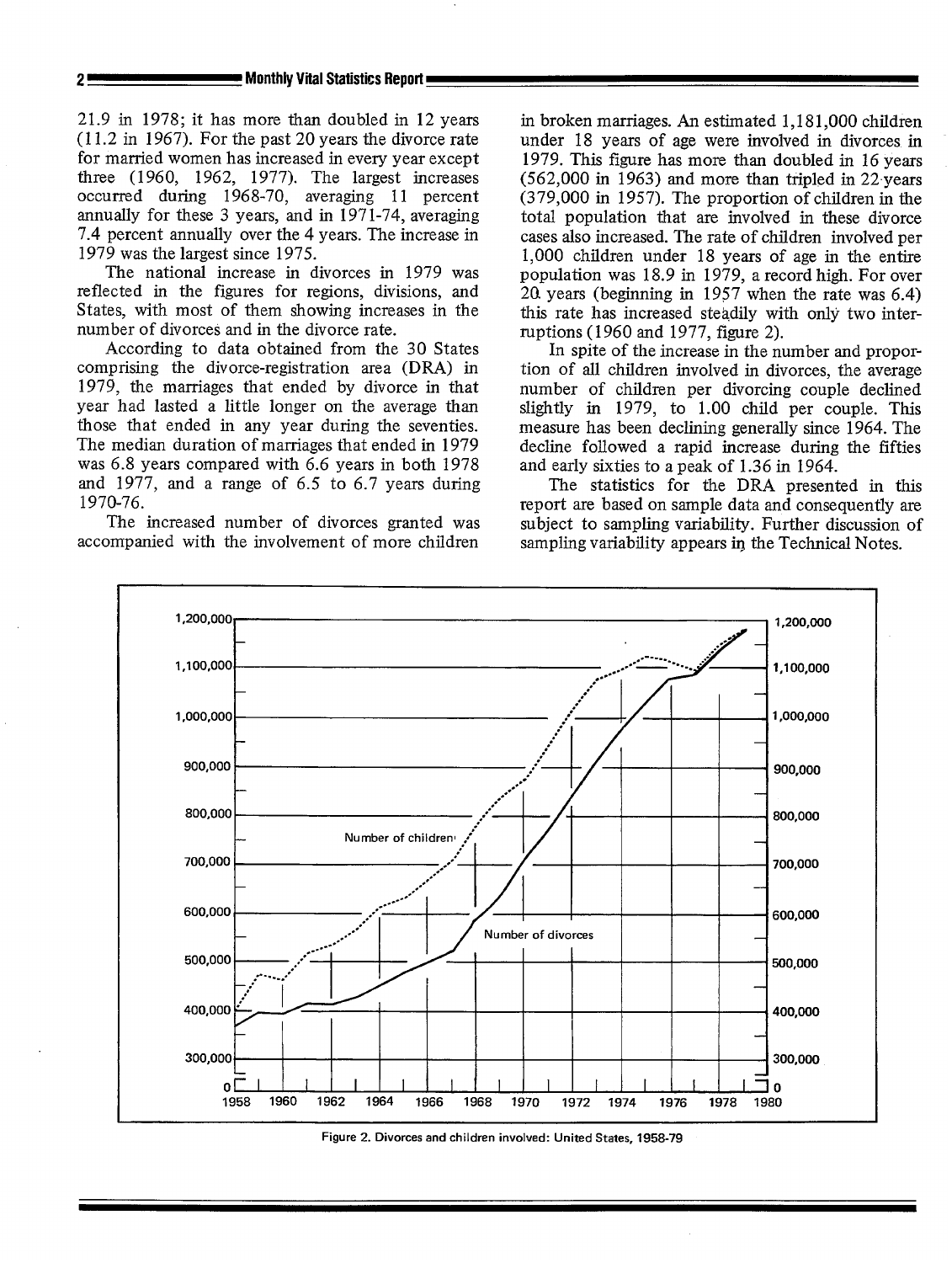21.9 in 1978; it has more than doubled in 12 years (11.2 in 1967). For the past 20 years the divorce rate for married women has increased in every year except three (1960, 1962, 1977). The largest increases occurred during 1968-70, averaging 11 percent annually for these 3 years, and in 1971-74, averaging 7.4 percent annually over the 4 years. The increase in 1979 was the largest since 1975.

The national increase in divorces in 1979 was reflected in the figures for regions, divisions, and States, with most of them showing increases in the number of divorces and in the divorce rate.

According to data obtained from the 30 States comprising the divorce-registration area (DRA) in 1979, the marriages that ended by divorce in that year had lasted a little longer on the average than those that ended in any year during the seventies. The median duration of marriages that ended in 1979 was 6.8 years compared with 6.6 years in both 1978 and 1977, and a range of 6.5 to 6.7 years during 1970-76.

The increased number of divorces granted was accompanied with the involvement of more children in broken marriages. An estimated 1,181,000 children under 18 years of age were involved in divorces in 1979. This figure has more than doubled in 16 years (562,000 in 1963) and more than tripled in 22 years (379,000 in 1957). The proportion of children in the total population that are involved in these divorce cases also increased. The rate of children involved per 1,000 children under 18 years of age in the entire population was 18.9 in 1979, a record high. For over 20 years (beginning in 1957 when the rate was 6.4) this rate has increased steadily with only two interruptions (1960 and 1977, figure 2).

In spite of the increase in the number and proportion of all children involved in divorces, the average number of children per divorcing couple declined slightly in 1979, to 1.00 child per couple. This measure has been declining generally since 1964. The decline followed a rapid increase during the fifties and early sixties to a peak of 1.36 in 1964.

The statistics for the DRA presented in this report are based on sample data and consequently are subject to sampling variability. Further discussion of sampling variability appears in the Technical Notes.

Figure 2. Divorces and children involved: United States, 1958-79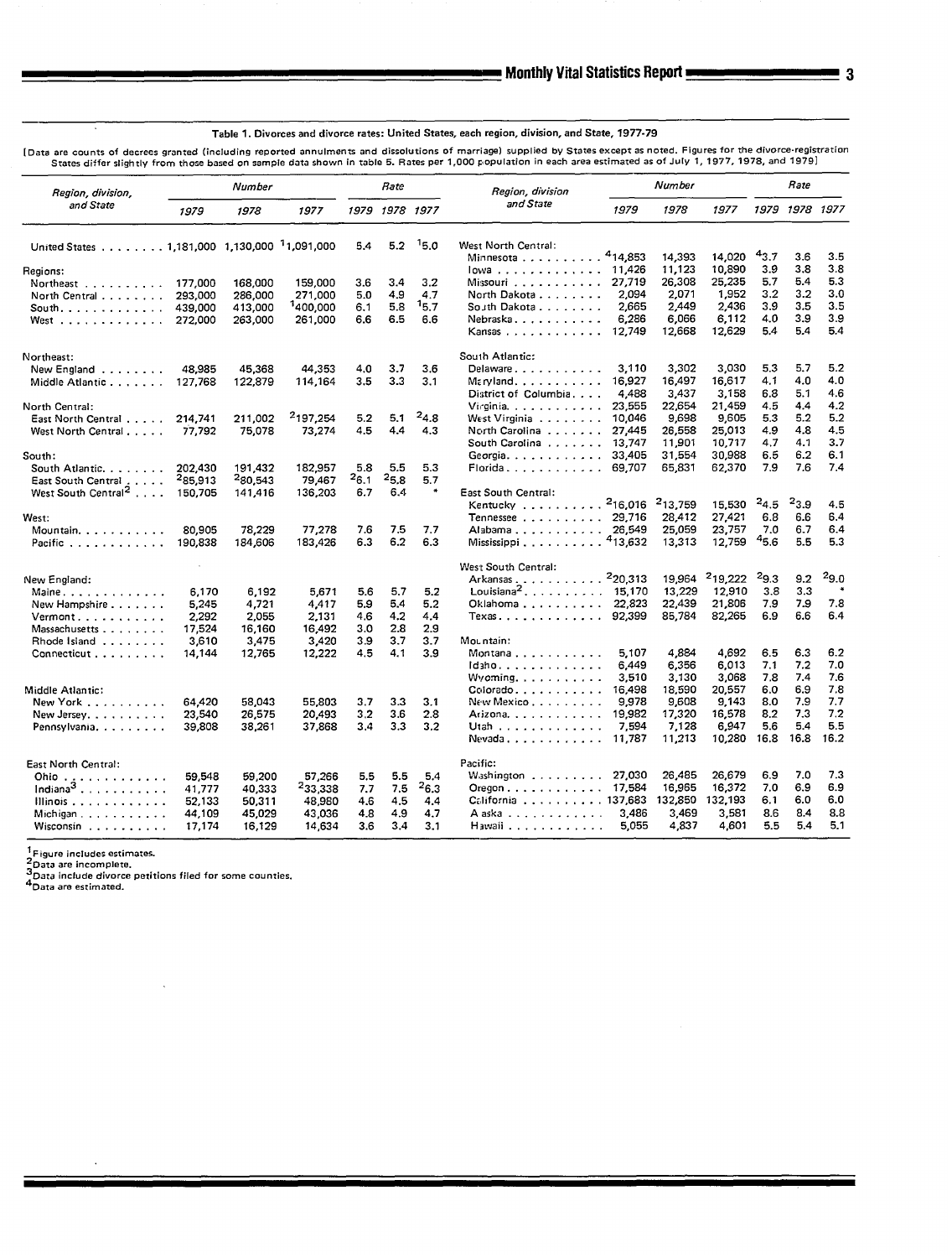### Table 1. Divorces and divorce rates: United States, each region, division, and State, 1977-79

[Data are counts of decrees granted (including reported annulments and dissolutions of marriage) supplied by States except as noted. Figures for the divorce-registration States differ slightly from those based on sample data shown in table 5. Rates per 1,000 population in each area estimated as of July 1, 1977, 1978, and 1979]

| Region, division, and State | Number 1979 | Number 1978 | Number 1977 | Rate 1979 | Rate 1978 | Rate 1977 |
|---|---|---|---|---|---|---|
| United States | 1,181,000 | 1,130,000 | [1]1,091,000 | 5.4 | 5.2 | [1]5.0 |
| **Regions:** | | | | | | |
| Northeast | 177,000 | 168,000 | 159,000 | 3.6 | 3.4 | 3.2 |
| North Central | 293,000 | 286,000 | 271,000 | 5.0 | 4.9 | 4.7 |
| South | 439,000 | 413,000 | [1]400,000 | 6.1 | 5.8 | [1]5.7 |
| West | 272,000 | 263,000 | 261,000 | 6.6 | 6.5 | 6.6 |
| **Northeast:** | | | | | | |
| New England | 48,985 | 45,368 | 44,353 | 4.0 | 3.7 | 3.6 |
| Middle Atlantic | 127,768 | 122,879 | 114,164 | 3.5 | 3.3 | 3.1 |
| **North Central:** | | | | | | |
| East North Central | 214,741 | 211,002 | [2]197,254 | 5.2 | 5.1 | [2]4.8 |
| West North Central | 77,792 | 75,078 | 73,274 | 4.5 | 4.4 | 4.3 |
| **South:** | | | | | | |
| South Atlantic | 202,430 | 191,432 | 182,957 | 5.8 | 5.5 | 5.3 |
| East South Central | [2]85,913 | [2]80,543 | 79,467 | [2]6.1 | [2]5.8 | 5.7 |
| West South Central[2] | 150,705 | 141,416 | 136,203 | 6.7 | 6.4 | * |
| **West:** | | | | | | |
| Mountain | 80,905 | 78,229 | 77,278 | 7.6 | 7.5 | 7.7 |
| Pacific | 190,838 | 184,606 | 183,426 | 6.3 | 6.2 | 6.3 |
| **New England:** | | | | | | |
| Maine | 6,170 | 6,192 | 5,671 | 5.6 | 5.7 | 5.2 |
| New Hampshire | 5,245 | 4,721 | 4,417 | 5.9 | 5.4 | 5.2 |
| Vermont | 2,292 | 2,055 | 2,131 | 4.6 | 4.2 | 4.4 |
| Massachusetts | 17,524 | 16,160 | 16,492 | 3.0 | 2.8 | 2.9 |
| Rhode Island | 3,610 | 3,475 | 3,420 | 3.9 | 3.7 | 3.7 |
| Connecticut | 14,144 | 12,765 | 12,222 | 4.5 | 4.1 | 3.9 |
| **Middle Atlantic:** | | | | | | |
| New York | 64,420 | 58,043 | 55,803 | 3.7 | 3.3 | 3.1 |
| New Jersey | 23,540 | 26,575 | 20,493 | 3.2 | 3.6 | 2.8 |
| Pennsylvania | 39,808 | 38,261 | 37,868 | 3.4 | 3.3 | 3.2 |
| **East North Central:** | | | | | | |
| Ohio | 59,548 | 59,200 | 57,266 | 5.5 | 5.5 | 5.4 |
| Indiana[3] | 41,777 | 40,333 | [2]33,338 | 7.7 | 7.5 | [2]6.3 |
| Illinois | 52,133 | 50,311 | 48,980 | 4.6 | 4.5 | 4.4 |
| Michigan | 44,109 | 45,029 | 43,036 | 4.8 | 4.9 | 4.7 |
| Wisconsin | 17,174 | 16,129 | 14,634 | 3.6 | 3.4 | 3.1 |
| **West North Central:** | | | | | | |
| Minnesota | [4]14,853 | 14,393 | 14,020 | [4]3.7 | 3.6 | 3.5 |
| Iowa | 11,426 | 11,123 | 10,890 | 3.9 | 3.8 | 3.8 |
| Missouri | 27,719 | 26,308 | 25,235 | 5.7 | 5.4 | 5.3 |
| North Dakota | 2,094 | 2,071 | 1,952 | 3.2 | 3.2 | 3.0 |
| South Dakota | 2,665 | 2,449 | 2,436 | 3.9 | 3.5 | 3.5 |
| Nebraska | 6,286 | 6,066 | 6,112 | 4.0 | 3.9 | 3.9 |
| Kansas | 12,749 | 12,668 | 12,629 | 5.4 | 5.4 | 5.4 |
| **South Atlantic:** | | | | | | |
| Delaware | 3,110 | 3,302 | 3,030 | 5.3 | 5.7 | 5.2 |
| Maryland | 16,927 | 16,497 | 16,617 | 4.1 | 4.0 | 4.0 |
| District of Columbia | 4,488 | 3,437 | 3,158 | 6.8 | 5.1 | 4.6 |
| Virginia | 23,555 | 22,654 | 21,459 | 4.5 | 4.4 | 4.2 |
| West Virginia | 10,046 | 9,698 | 9,605 | 5.3 | 5.2 | 5.2 |
| North Carolina | 27,445 | 26,558 | 25,013 | 4.9 | 4.8 | 4.5 |
| South Carolina | 13,747 | 11,901 | 10,717 | 4.7 | 4.1 | 3.7 |
| Georgia | 33,405 | 31,554 | 30,988 | 6.5 | 6.2 | 6.1 |
| Florida | 69,707 | 65,831 | 62,370 | 7.9 | 7.6 | 7.4 |
| **East South Central:** | | | | | | |
| Kentucky | [2]16,016 | [2]13,759 | 15,530 | [2]4.5 | [2]3.9 | 4.5 |
| Tennessee | 29,716 | 28,412 | 27,421 | 6.8 | 6.6 | 6.4 |
| Alabama | 26,549 | 25,059 | 23,757 | 7.0 | 6.7 | 6.4 |
| Mississippi | [4]13,632 | 13,313 | 12,759 | [4]5.6 | 5.5 | 5.3 |
| **West South Central:** | | | | | | |
| Arkansas | [2]20,313 | 19,964 | [2]19,222 | [2]9.3 | 9.2 | [2]9.0 |
| Louisiana[2] | 15,170 | 13,229 | 12,910 | 3.8 | 3.3 | * |
| Oklahoma | 22,823 | 22,439 | 21,806 | 7.9 | 7.9 | 7.8 |
| Texas | 92,399 | 85,784 | 82,265 | 6.9 | 6.6 | 6.4 |
| **Mountain:** | | | | | | |
| Montana | 5,107 | 4,884 | 4,692 | 6.5 | 6.3 | 6.2 |
| Idaho | 6,449 | 6,356 | 6,013 | 7.1 | 7.2 | 7.0 |
| Wyoming | 3,510 | 3,130 | 3,068 | 7.8 | 7.4 | 7.6 |
| Colorado | 16,498 | 18,590 | 20,557 | 6.0 | 6.9 | 7.8 |
| New Mexico | 9,978 | 9,608 | 9,143 | 8.0 | 7.9 | 7.7 |
| Arizona | 19,982 | 17,320 | 16,578 | 8.2 | 7.3 | 7.2 |
| Utah | 7,594 | 7,128 | 6,947 | 5.6 | 5.4 | 5.5 |
| Nevada | 11,787 | 11,213 | 10,280 | 16.8 | 16.8 | 16.2 |
| **Pacific:** | | | | | | |
| Washington | 27,030 | 26,485 | 26,679 | 6.9 | 7.0 | 7.3 |
| Oregon | 17,584 | 16,965 | 16,372 | 7.0 | 6.9 | 6.9 |
| California | 137,683 | 132,850 | 132,193 | 6.1 | 6.0 | 6.0 |
| Alaska | 3,486 | 3,469 | 3,581 | 8.6 | 8.4 | 8.8 |
| Hawaii | 5,055 | 4,837 | 4,601 | 5.5 | 5.4 | 5.1 |

[1]Figure includes estimates.
[2]Data are incomplete.
[3]Data include divorce petitions filed for some counties.
[4]Data are estimated.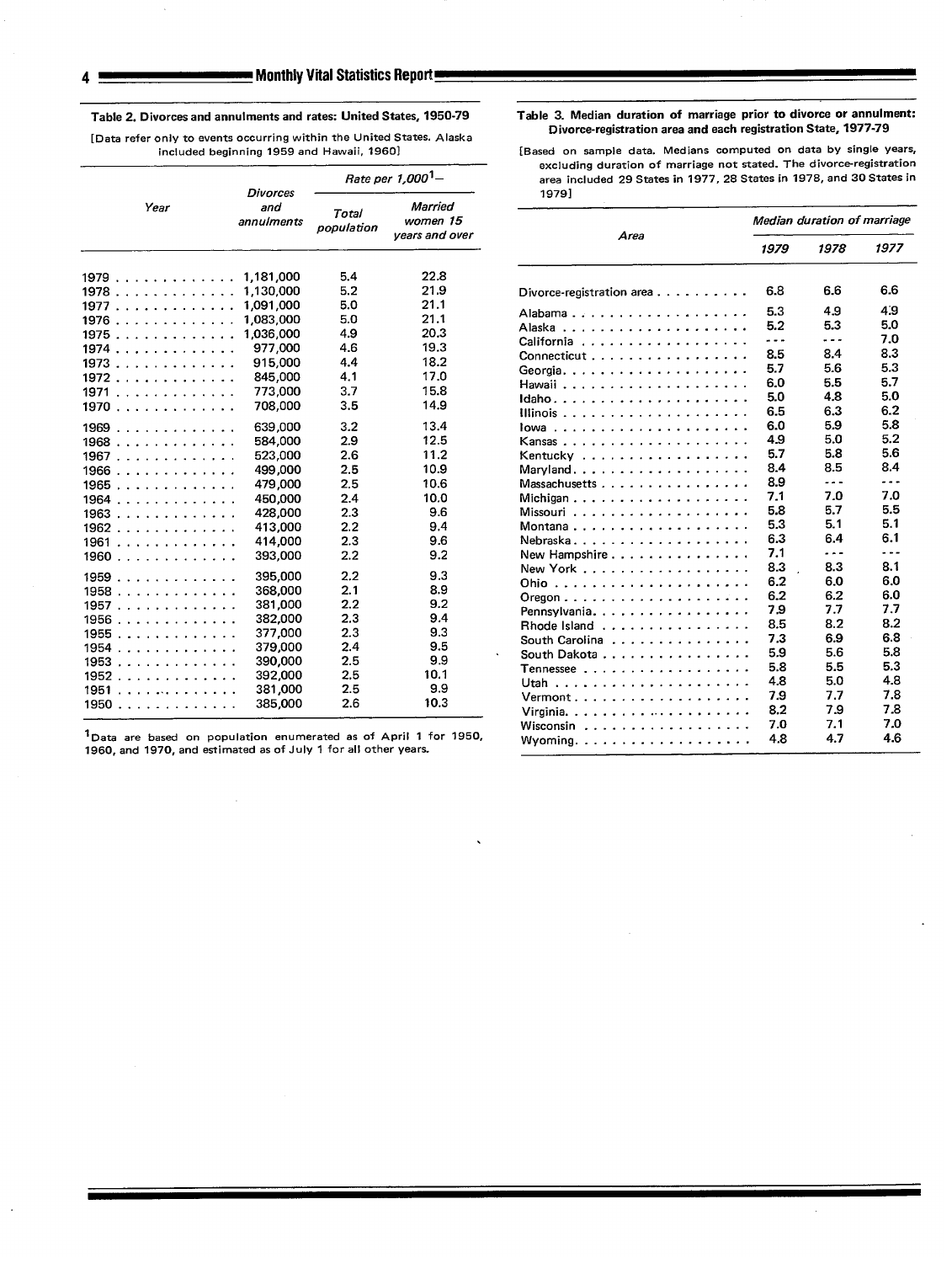**Table 2. Divorces and annulments and rates: United States, 1950-79**

[Data refer only to events occurring within the United States. Alaska included beginning 1959 and Hawaii, 1960]

| Year | Divorces and annulments | Rate per 1,000[1]— | |
|---|---|---|---|
| | | Total population | Married women 15 years and over |
| 1979 | 1,181,000 | 5.4 | 22.8 |
| 1978 | 1,130,000 | 5.2 | 21.9 |
| 1977 | 1,091,000 | 5.0 | 21.1 |
| 1976 | 1,083,000 | 5.0 | 21.1 |
| 1975 | 1,036,000 | 4.9 | 20.3 |
| 1974 | 977,000 | 4.6 | 19.3 |
| 1973 | 915,000 | 4.4 | 18.2 |
| 1972 | 845,000 | 4.1 | 17.0 |
| 1971 | 773,000 | 3.7 | 15.8 |
| 1970 | 708,000 | 3.5 | 14.9 |
| 1969 | 639,000 | 3.2 | 13.4 |
| 1968 | 584,000 | 2.9 | 12.5 |
| 1967 | 523,000 | 2.6 | 11.2 |
| 1966 | 499,000 | 2.5 | 10.9 |
| 1965 | 479,000 | 2.5 | 10.6 |
| 1964 | 450,000 | 2.4 | 10.0 |
| 1963 | 428,000 | 2.3 | 9.6 |
| 1962 | 413,000 | 2.2 | 9.4 |
| 1961 | 414,000 | 2.3 | 9.6 |
| 1960 | 393,000 | 2.2 | 9.2 |
| 1959 | 395,000 | 2.2 | 9.3 |
| 1958 | 368,000 | 2.1 | 8.9 |
| 1957 | 381,000 | 2.2 | 9.2 |
| 1956 | 382,000 | 2.3 | 9.4 |
| 1955 | 377,000 | 2.3 | 9.3 |
| 1954 | 379,000 | 2.4 | 9.5 |
| 1953 | 390,000 | 2.5 | 9.9 |
| 1952 | 392,000 | 2.5 | 10.1 |
| 1951 | 381,000 | 2.5 | 9.9 |
| 1950 | 385,000 | 2.6 | 10.3 |

[1]Data are based on population enumerated as of April 1 for 1950, 1960, and 1970, and estimated as of July 1 for all other years.

**Table 3. Median duration of marriage prior to divorce or annulment: Divorce-registration area and each registration State, 1977-79**

[Based on sample data. Medians computed on data by single years, excluding duration of marriage not stated. The divorce-registration area included 29 States in 1977, 28 States in 1978, and 30 States in 1979]

| Area | Median duration of marriage | | |
|---|---|---|---|
| | 1979 | 1978 | 1977 |
| Divorce-registration area | 6.8 | 6.6 | 6.6 |
| Alabama | 5.3 | 4.9 | 4.9 |
| Alaska | 5.2 | 5.3 | 5.0 |
| California | --- | --- | 7.0 |
| Connecticut | 8.5 | 8.4 | 8.3 |
| Georgia | 5.7 | 5.6 | 5.3 |
| Hawaii | 6.0 | 5.5 | 5.7 |
| Idaho | 5.0 | 4.8 | 5.0 |
| Illinois | 6.5 | 6.3 | 6.2 |
| Iowa | 6.0 | 5.9 | 5.8 |
| Kansas | 4.9 | 5.0 | 5.2 |
| Kentucky | 5.7 | 5.8 | 5.6 |
| Maryland | 8.4 | 8.5 | 8.4 |
| Massachusetts | 8.9 | --- | --- |
| Michigan | 7.1 | 7.0 | 7.0 |
| Missouri | 5.8 | 5.7 | 5.5 |
| Montana | 5.3 | 5.1 | 5.1 |
| Nebraska | 6.3 | 6.4 | 6.1 |
| New Hampshire | 7.1 | --- | --- |
| New York | 8.3 | 8.3 | 8.1 |
| Ohio | 6.2 | 6.0 | 6.0 |
| Oregon | 6.2 | 6.2 | 6.0 |
| Pennsylvania | 7.9 | 7.7 | 7.7 |
| Rhode Island | 8.5 | 8.2 | 8.2 |
| South Carolina | 7.3 | 6.9 | 6.8 |
| South Dakota | 5.9 | 5.6 | 5.8 |
| Tennessee | 5.8 | 5.5 | 5.3 |
| Utah | 4.8 | 5.0 | 4.8 |
| Vermont | 7.9 | 7.7 | 7.8 |
| Virginia | 8.2 | 7.9 | 7.8 |
| Wisconsin | 7.0 | 7.1 | 7.0 |
| Wyoming | 4.8 | 4.7 | 4.6 |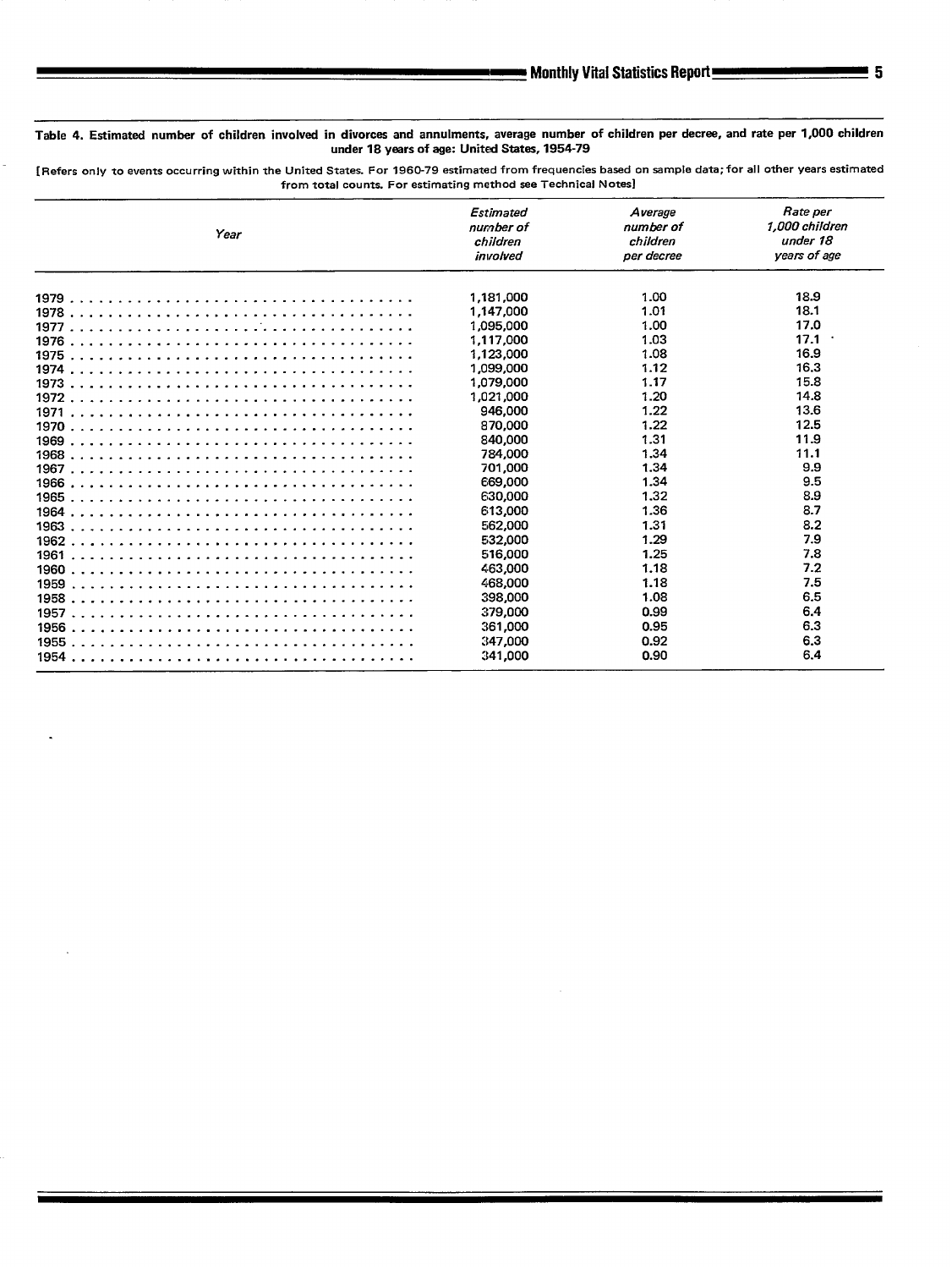**Table 4. Estimated number of children involved in divorces and annulments, average number of children per decree, and rate per 1,000 children under 18 years of age: United States, 1954-79**

[Refers only to events occurring within the United States. For 1960-79 estimated from frequencies based on sample data; for all other years estimated from total counts. For estimating method see Technical Notes]

| *Year* | *Estimated number of children involved* | *Average number of children per decree* | *Rate per 1,000 children under 18 years of age* |
|---|---|---|---|
| 1979 | 1,181,000 | 1.00 | 18.9 |
| 1978 | 1,147,000 | 1.01 | 18.1 |
| 1977 | 1,095,000 | 1.00 | 17.0 |
| 1976 | 1,117,000 | 1.03 | 17.1 |
| 1975 | 1,123,000 | 1.08 | 16.9 |
| 1974 | 1,099,000 | 1.12 | 16.3 |
| 1973 | 1,079,000 | 1.17 | 15.8 |
| 1972 | 1,021,000 | 1.20 | 14.8 |
| 1971 | 946,000 | 1.22 | 13.6 |
| 1970 | 870,000 | 1.22 | 12.5 |
| 1969 | 840,000 | 1.31 | 11.9 |
| 1968 | 784,000 | 1.34 | 11.1 |
| 1967 | 701,000 | 1.34 | 9.9 |
| 1966 | 669,000 | 1.34 | 9.5 |
| 1965 | 630,000 | 1.32 | 8.9 |
| 1964 | 613,000 | 1.36 | 8.7 |
| 1963 | 562,000 | 1.31 | 8.2 |
| 1962 | 532,000 | 1.29 | 7.9 |
| 1961 | 516,000 | 1.25 | 7.8 |
| 1960 | 463,000 | 1.18 | 7.2 |
| 1959 | 468,000 | 1.18 | 7.5 |
| 1958 | 398,000 | 1.08 | 6.5 |
| 1957 | 379,000 | 0.99 | 6.4 |
| 1956 | 361,000 | 0.95 | 6.3 |
| 1955 | 347,000 | 0.92 | 6.3 |
| 1954 | 341,000 | 0.90 | 6.4 |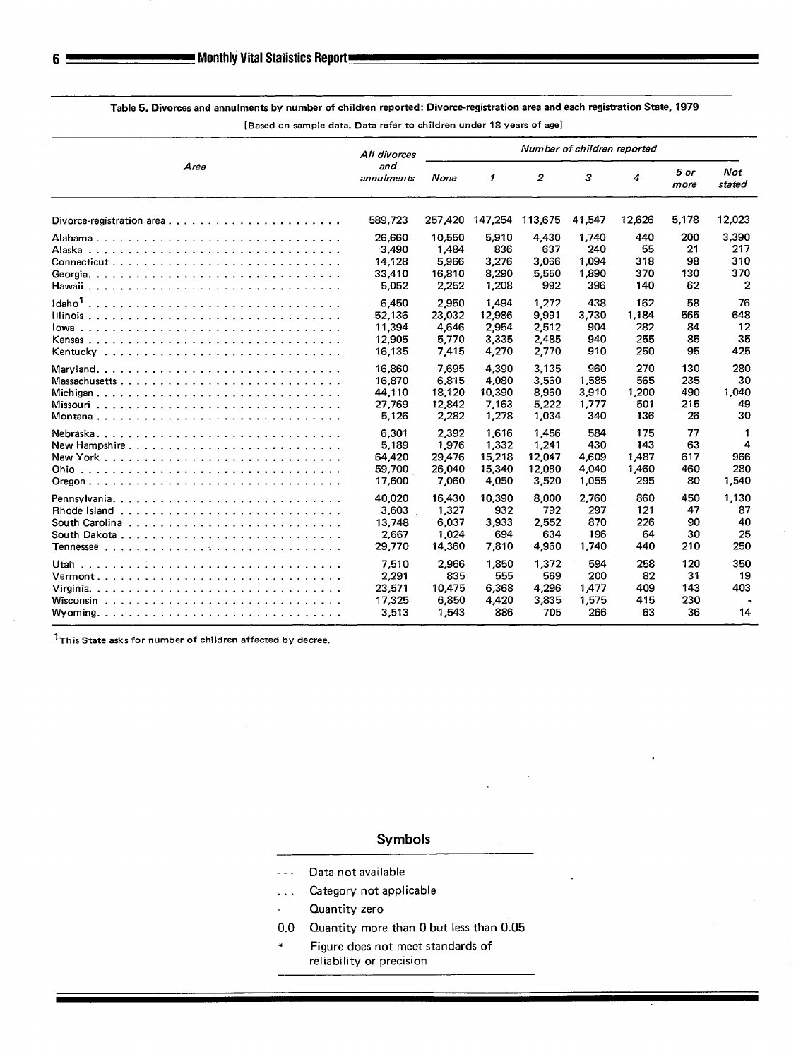**Table 5. Divorces and annulments by number of children reported: Divorce-registration area and each registration State, 1979**

[Based on sample data. Data refer to children under 18 years of age]

| Area | All divorces and annulments | Number of children reported | | | | | | |
|---|---|---|---|---|---|---|---|---|
| | | None | 1 | 2 | 3 | 4 | 5 or more | Not stated |
| Divorce-registration area | 589,723 | 257,420 | 147,254 | 113,675 | 41,547 | 12,626 | 5,178 | 12,023 |
| Alabama | 26,660 | 10,550 | 5,910 | 4,430 | 1,740 | 440 | 200 | 3,390 |
| Alaska | 3,490 | 1,484 | 836 | 637 | 240 | 55 | 21 | 217 |
| Connecticut | 14,128 | 5,966 | 3,276 | 3,066 | 1,094 | 318 | 98 | 310 |
| Georgia | 33,410 | 16,810 | 8,290 | 5,550 | 1,890 | 370 | 130 | 370 |
| Hawaii | 5,052 | 2,252 | 1,208 | 992 | 396 | 140 | 62 | 2 |
| Idaho[1] | 6,450 | 2,950 | 1,494 | 1,272 | 438 | 162 | 58 | 76 |
| Illinois | 52,136 | 23,032 | 12,986 | 9,991 | 3,730 | 1,184 | 565 | 648 |
| Iowa | 11,394 | 4,646 | 2,954 | 2,512 | 904 | 282 | 84 | 12 |
| Kansas | 12,905 | 5,770 | 3,335 | 2,485 | 940 | 255 | 85 | 35 |
| Kentucky | 16,135 | 7,415 | 4,270 | 2,770 | 910 | 250 | 95 | 425 |
| Maryland | 16,860 | 7,695 | 4,390 | 3,135 | 960 | 270 | 130 | 280 |
| Massachusetts | 16,870 | 6,815 | 4,080 | 3,560 | 1,585 | 565 | 235 | 30 |
| Michigan | 44,110 | 18,120 | 10,390 | 8,960 | 3,910 | 1,200 | 490 | 1,040 |
| Missouri | 27,769 | 12,842 | 7,163 | 5,222 | 1,777 | 501 | 215 | 49 |
| Montana | 5,126 | 2,282 | 1,278 | 1,034 | 340 | 136 | 26 | 30 |
| Nebraska | 6,301 | 2,392 | 1,616 | 1,456 | 584 | 175 | 77 | 1 |
| New Hampshire | 5,189 | 1,976 | 1,332 | 1,241 | 430 | 143 | 63 | 4 |
| New York | 64,420 | 29,476 | 15,218 | 12,047 | 4,609 | 1,487 | 617 | 966 |
| Ohio | 59,700 | 26,040 | 15,340 | 12,080 | 4,040 | 1,460 | 460 | 280 |
| Oregon | 17,600 | 7,060 | 4,050 | 3,520 | 1,055 | 295 | 80 | 1,540 |
| Pennsylvania | 40,020 | 16,430 | 10,390 | 8,000 | 2,760 | 860 | 450 | 1,130 |
| Rhode Island | 3,603 | 1,327 | 932 | 792 | 297 | 121 | 47 | 87 |
| South Carolina | 13,748 | 6,037 | 3,933 | 2,552 | 870 | 226 | 90 | 40 |
| South Dakota | 2,667 | 1,024 | 694 | 634 | 196 | 64 | 30 | 25 |
| Tennessee | 29,770 | 14,360 | 7,810 | 4,960 | 1,740 | 440 | 210 | 250 |
| Utah | 7,510 | 2,966 | 1,850 | 1,372 | 594 | 258 | 120 | 350 |
| Vermont | 2,291 | 835 | 555 | 569 | 200 | 82 | 31 | 19 |
| Virginia | 23,571 | 10,475 | 6,368 | 4,296 | 1,477 | 409 | 143 | 403 |
| Wisconsin | 17,325 | 6,850 | 4,420 | 3,835 | 1,575 | 415 | 230 | - |
| Wyoming | 3,513 | 1,543 | 886 | 705 | 266 | 63 | 36 | 14 |

[1] This State asks for number of children affected by decree.

## Symbols

- --- Data not available
- ... Category not applicable
- \- Quantity zero
- 0.0 Quantity more than 0 but less than 0.05
- \* Figure does not meet standards of reliability or precision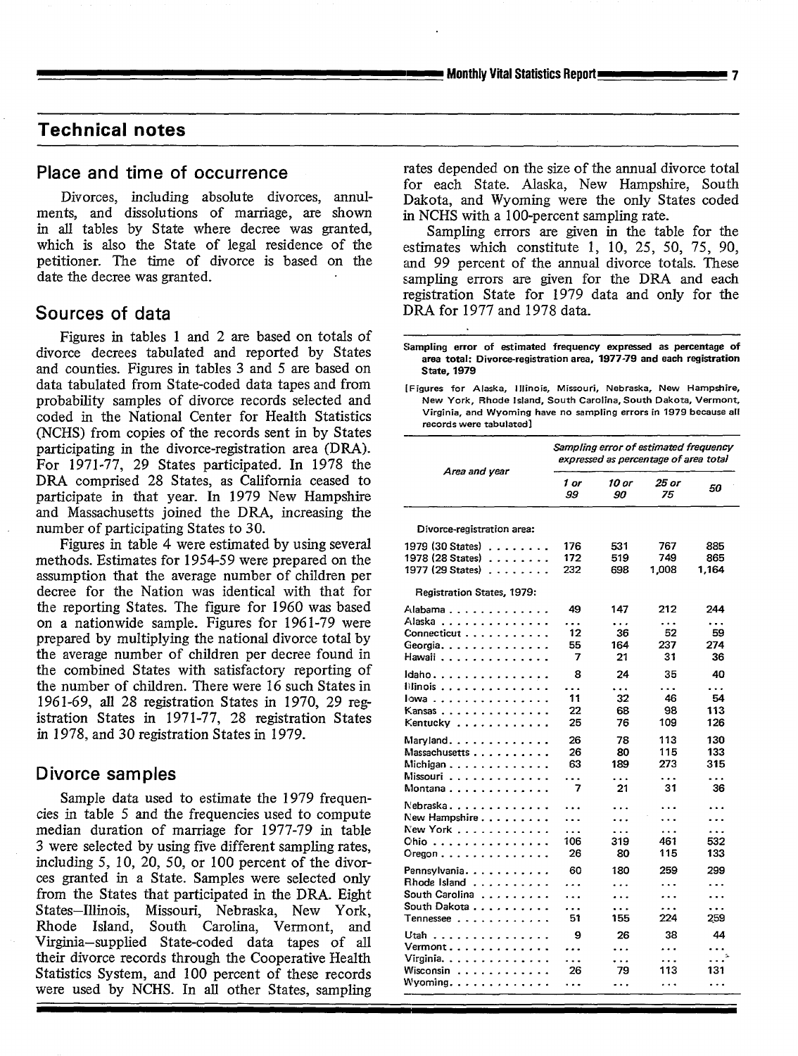## Technical notes

### Place and time of occurrence

Divorces, including absolute divorces, annulments, and dissolutions of marriage, are shown in all tables by State where decree was granted, which is also the State of legal residence of the petitioner. The time of divorce is based on the date the decree was granted.

### Sources of data

Figures in tables 1 and 2 are based on totals of divorce decrees tabulated and reported by States and counties. Figures in tables 3 and 5 are based on data tabulated from State-coded data tapes and from probability samples of divorce records selected and coded in the National Center for Health Statistics (NCHS) from copies of the records sent in by States participating in the divorce-registration area (DRA). For 1971-77, 29 States participated. In 1978 the DRA comprised 28 States, as California ceased to participate in that year. In 1979 New Hampshire and Massachusetts joined the DRA, increasing the number of participating States to 30.

Figures in table 4 were estimated by using several methods. Estimates for 1954-59 were prepared on the assumption that the average number of children per decree for the Nation was identical with that for the reporting States. The figure for 1960 was based on a nationwide sample. Figures for 1961-79 were prepared by multiplying the national divorce total by the average number of children per decree found in the combined States with satisfactory reporting of the number of children. There were 16 such States in 1961-69, all 28 registration States in 1970, 29 registration States in 1971-77, 28 registration States in 1978, and 30 registration States in 1979.

### Divorce samples

Sample data used to estimate the 1979 frequencies in table 5 and the frequencies used to compute median duration of marriage for 1977-79 in table 3 were selected by using five different sampling rates, including 5, 10, 20, 50, or 100 percent of the divorces granted in a State. Samples were selected only from the States that participated in the DRA. Eight States–Illinois, Missouri, Nebraska, New York, Rhode Island, South Carolina, Vermont, and Virginia–supplied State-coded data tapes of all their divorce records through the Cooperative Health Statistics System, and 100 percent of these records were used by NCHS. In all other States, sampling rates depended on the size of the annual divorce total for each State. Alaska, New Hampshire, South Dakota, and Wyoming were the only States coded in NCHS with a 100-percent sampling rate.

Sampling errors are given in the table for the estimates which constitute 1, 10, 25, 50, 75, 90, and 99 percent of the annual divorce totals. These sampling errors are given for the DRA and each registration State for 1979 data and only for the DRA for 1977 and 1978 data.

**Sampling error of estimated frequency expressed as percentage of area total: Divorce-registration area, 1977-79 and each registration State, 1979**

[Figures for Alaska, Illinois, Missouri, Nebraska, New Hampshire, New York, Rhode Island, South Carolina, South Dakota, Vermont, Virginia, and Wyoming have no sampling errors in 1979 because all records were tabulated]

| Area and year | *Sampling error of estimated frequency expressed as percentage of area total* | | | |
|---|---|---|---|---|
| | *1 or 99* | *10 or 90* | *25 or 75* | *50* |
| **Divorce-registration area:** | | | | |
| 1979 (30 States) | 176 | 531 | 767 | 885 |
| 1978 (28 States) | 172 | 519 | 749 | 865 |
| 1977 (29 States) | 232 | 698 | 1,008 | 1,164 |
| **Registration States, 1979:** | | | | |
| Alabama | 49 | 147 | 212 | 244 |
| Alaska | ... | ... | ... | ... |
| Connecticut | 12 | 36 | 52 | 59 |
| Georgia | 55 | 164 | 237 | 274 |
| Hawaii | 7 | 21 | 31 | 36 |
| Idaho | 8 | 24 | 35 | 40 |
| Illinois | ... | ... | ... | ... |
| Iowa | 11 | 32 | 46 | 54 |
| Kansas | 22 | 68 | 98 | 113 |
| Kentucky | 25 | 76 | 109 | 126 |
| Maryland | 26 | 78 | 113 | 130 |
| Massachusetts | 26 | 80 | 115 | 133 |
| Michigan | 63 | 189 | 273 | 315 |
| Missouri | ... | ... | ... | ... |
| Montana | 7 | 21 | 31 | 36 |
| Nebraska | ... | ... | ... | ... |
| New Hampshire | ... | ... | ... | ... |
| New York | ... | ... | ... | ... |
| Ohio | 106 | 319 | 461 | 532 |
| Oregon | 26 | 80 | 115 | 133 |
| Pennsylvania | 60 | 180 | 259 | 299 |
| Rhode Island | ... | ... | ... | ... |
| South Carolina | ... | ... | ... | ... |
| South Dakota | ... | ... | ... | ... |
| Tennessee | 51 | 155 | 224 | 259 |
| Utah | 9 | 26 | 38 | 44 |
| Vermont | ... | ... | ... | ... |
| Virginia | ... | ... | ... | ... |
| Wisconsin | 26 | 79 | 113 | 131 |
| Wyoming | ... | ... | ... | ... |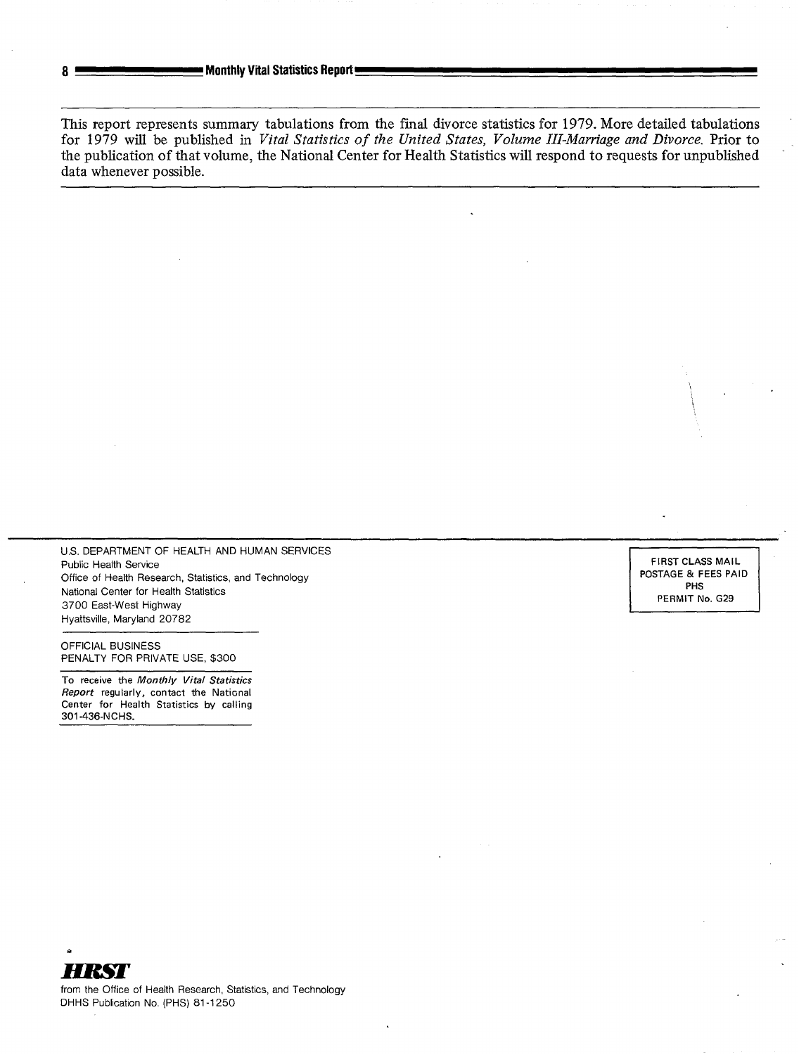This report represents summary tabulations from the final divorce statistics for 1979. More detailed tabulations for 1979 will be published in *Vital Statistics of the United States, Volume III-Marriage and Divorce.* Prior to the publication of that volume, the National Center for Health Statistics will respond to requests for unpublished data whenever possible.

U.S. DEPARTMENT OF HEALTH AND HUMAN SERVICES
Public Health Service
Office of Health Research, Statistics, and Technology
National Center for Health Statistics
3700 East-West Highway
Hyattsville, Maryland 20782

OFFICIAL BUSINESS
PENALTY FOR PRIVATE USE, $300

To receive the *Monthly Vital Statistics Report* regularly, contact the National Center for Health Statistics by calling 301-436-NCHS.

FIRST CLASS MAIL
POSTAGE & FEES PAID
PHS
PERMIT No. G29

**HRST**

from the Office of Health Research, Statistics, and Technology
DHHS Publication No. (PHS) 81-1250